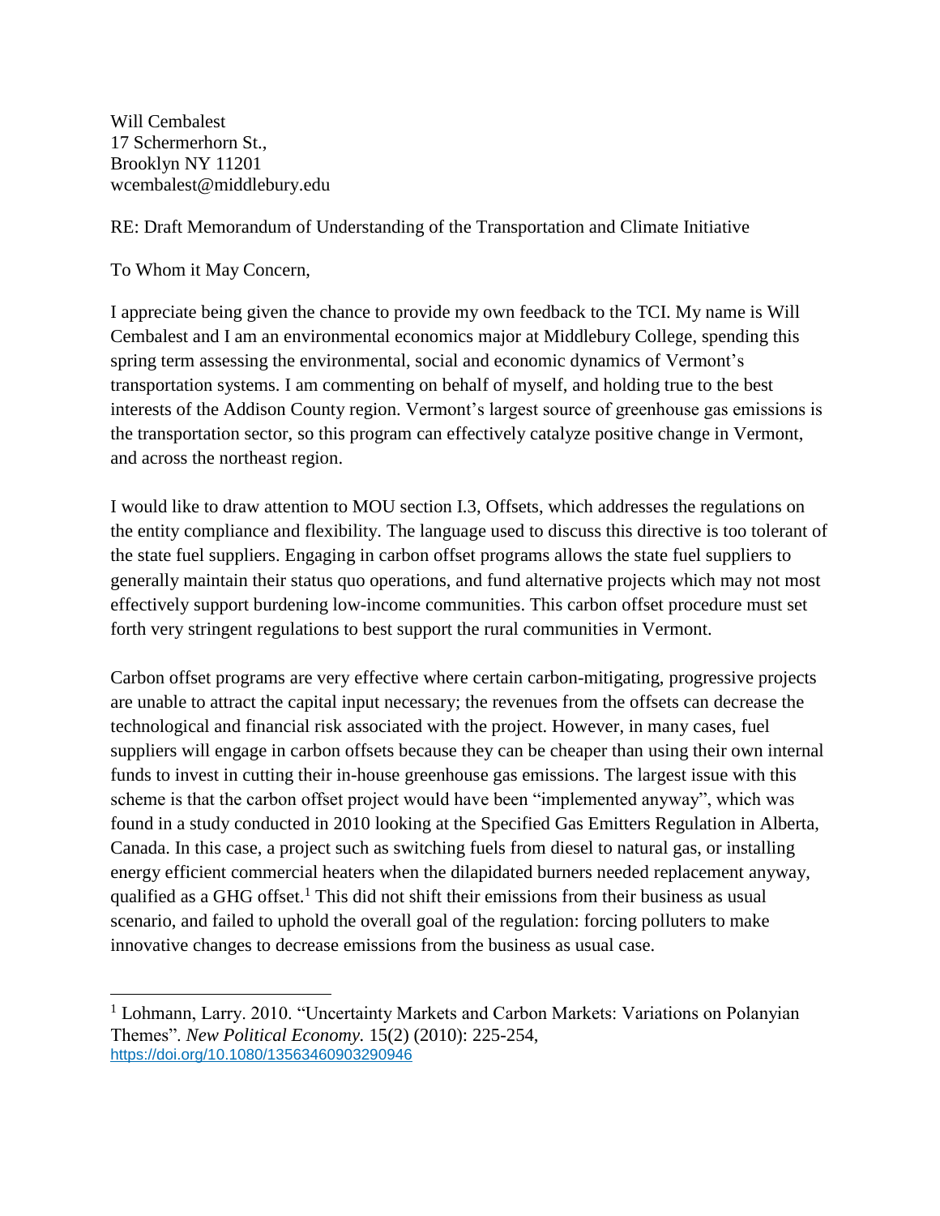Will Cembalest
17 Schermerhorn St.,
Brooklyn NY 11201
wcembalest@middlebury.edu

RE: Draft Memorandum of Understanding of the Transportation and Climate Initiative

To Whom it May Concern,

I appreciate being given the chance to provide my own feedback to the TCI. My name is Will Cembalest and I am an environmental economics major at Middlebury College, spending this spring term assessing the environmental, social and economic dynamics of Vermont's transportation systems. I am commenting on behalf of myself, and holding true to the best interests of the Addison County region. Vermont's largest source of greenhouse gas emissions is the transportation sector, so this program can effectively catalyze positive change in Vermont, and across the northeast region.

I would like to draw attention to MOU section I.3, Offsets, which addresses the regulations on the entity compliance and flexibility. The language used to discuss this directive is too tolerant of the state fuel suppliers. Engaging in carbon offset programs allows the state fuel suppliers to generally maintain their status quo operations, and fund alternative projects which may not most effectively support burdening low-income communities. This carbon offset procedure must set forth very stringent regulations to best support the rural communities in Vermont.

Carbon offset programs are very effective where certain carbon-mitigating, progressive projects are unable to attract the capital input necessary; the revenues from the offsets can decrease the technological and financial risk associated with the project. However, in many cases, fuel suppliers will engage in carbon offsets because they can be cheaper than using their own internal funds to invest in cutting their in-house greenhouse gas emissions. The largest issue with this scheme is that the carbon offset project would have been "implemented anyway", which was found in a study conducted in 2010 looking at the Specified Gas Emitters Regulation in Alberta, Canada. In this case, a project such as switching fuels from diesel to natural gas, or installing energy efficient commercial heaters when the dilapidated burners needed replacement anyway, qualified as a GHG offset.[1] This did not shift their emissions from their business as usual scenario, and failed to uphold the overall goal of the regulation: forcing polluters to make innovative changes to decrease emissions from the business as usual case.

---

[1] Lohmann, Larry. 2010. "Uncertainty Markets and Carbon Markets: Variations on Polanyian Themes". *New Political Economy.* 15(2) (2010): 225-254, https://doi.org/10.1080/13563460903290946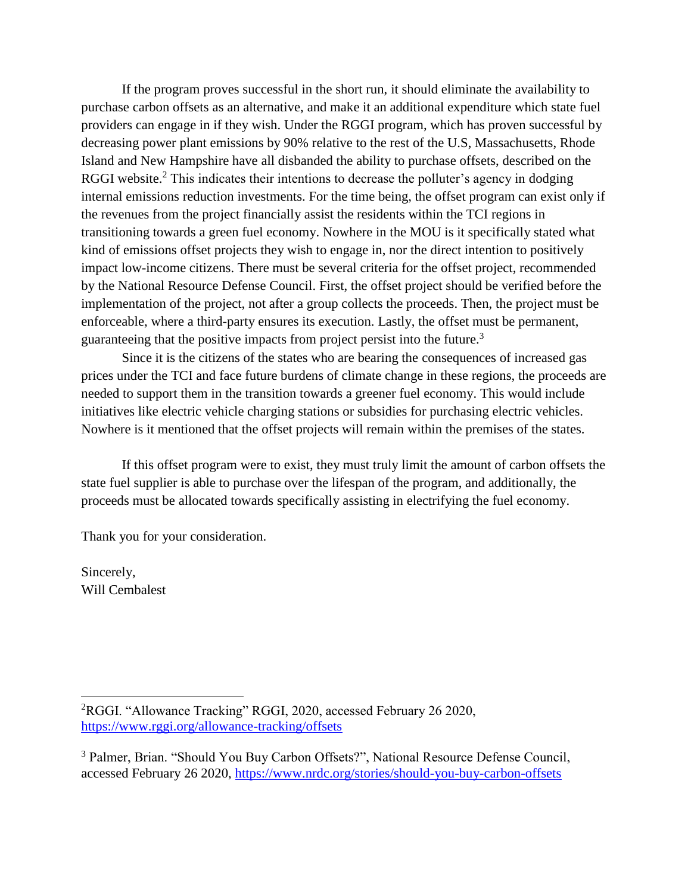If the program proves successful in the short run, it should eliminate the availability to purchase carbon offsets as an alternative, and make it an additional expenditure which state fuel providers can engage in if they wish. Under the RGGI program, which has proven successful by decreasing power plant emissions by 90% relative to the rest of the U.S, Massachusetts, Rhode Island and New Hampshire have all disbanded the ability to purchase offsets, described on the RGGI website.[2] This indicates their intentions to decrease the polluter's agency in dodging internal emissions reduction investments. For the time being, the offset program can exist only if the revenues from the project financially assist the residents within the TCI regions in transitioning towards a green fuel economy. Nowhere in the MOU is it specifically stated what kind of emissions offset projects they wish to engage in, nor the direct intention to positively impact low-income citizens. There must be several criteria for the offset project, recommended by the National Resource Defense Council. First, the offset project should be verified before the implementation of the project, not after a group collects the proceeds. Then, the project must be enforceable, where a third-party ensures its execution. Lastly, the offset must be permanent, guaranteeing that the positive impacts from project persist into the future.[3]

Since it is the citizens of the states who are bearing the consequences of increased gas prices under the TCI and face future burdens of climate change in these regions, the proceeds are needed to support them in the transition towards a greener fuel economy. This would include initiatives like electric vehicle charging stations or subsidies for purchasing electric vehicles. Nowhere is it mentioned that the offset projects will remain within the premises of the states.

If this offset program were to exist, they must truly limit the amount of carbon offsets the state fuel supplier is able to purchase over the lifespan of the program, and additionally, the proceeds must be allocated towards specifically assisting in electrifying the fuel economy.

Thank you for your consideration.

Sincerely,
Will Cembalest

---

[2] RGGI. "Allowance Tracking" RGGI, 2020, accessed February 26 2020, https://www.rggi.org/allowance-tracking/offsets

[3] Palmer, Brian. "Should You Buy Carbon Offsets?", National Resource Defense Council, accessed February 26 2020, https://www.nrdc.org/stories/should-you-buy-carbon-offsets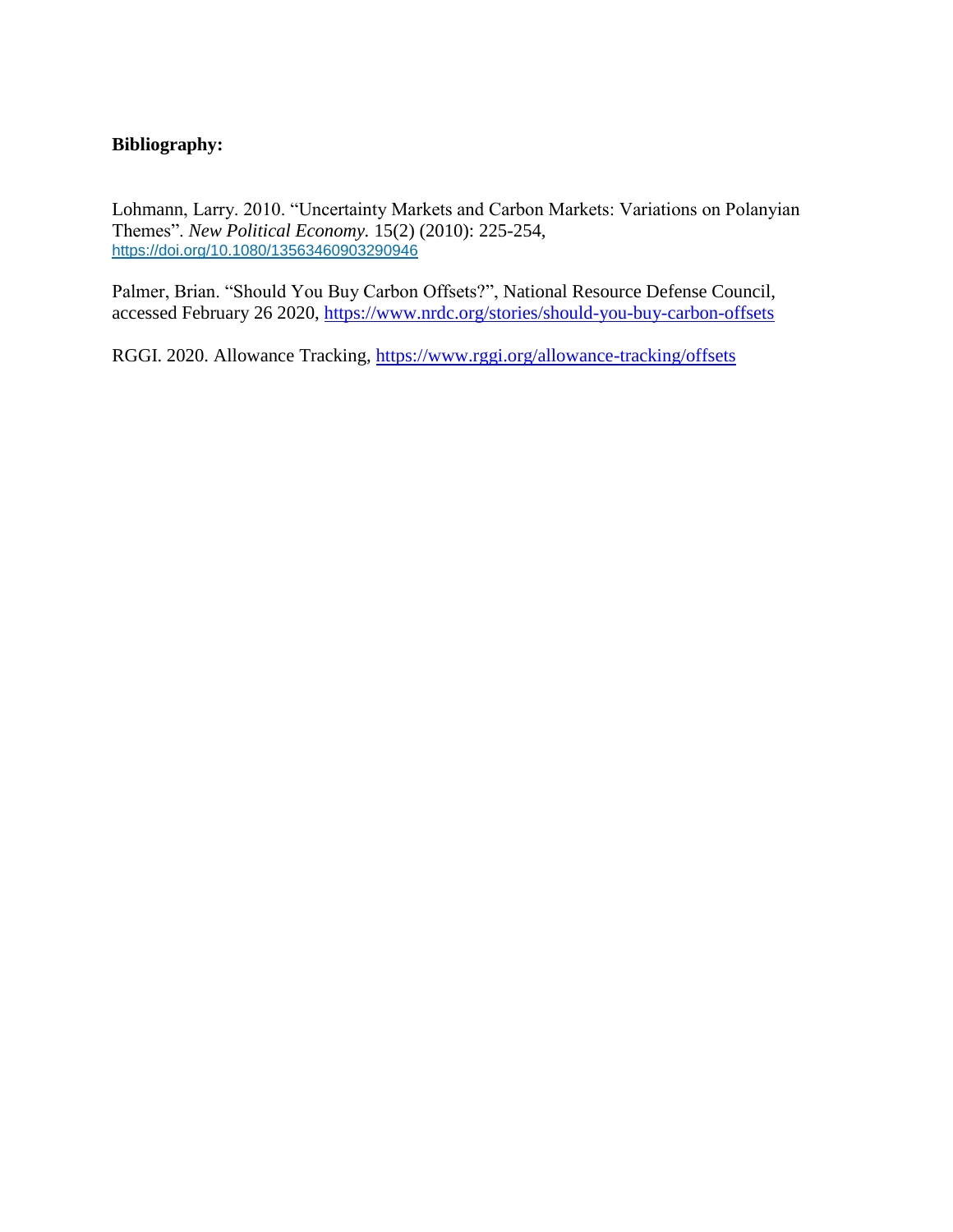**Bibliography:**

Lohmann, Larry. 2010. "Uncertainty Markets and Carbon Markets: Variations on Polanyian Themes". *New Political Economy.* 15(2) (2010): 225-254, https://doi.org/10.1080/13563460903290946

Palmer, Brian. "Should You Buy Carbon Offsets?", National Resource Defense Council, accessed February 26 2020, https://www.nrdc.org/stories/should-you-buy-carbon-offsets

RGGI. 2020. Allowance Tracking, https://www.rggi.org/allowance-tracking/offsets